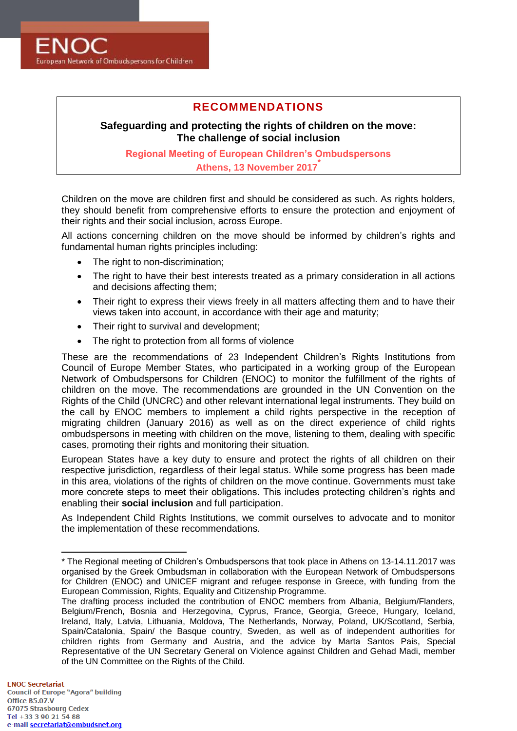ENOC
European Network of Ombudspersons for Children

# RECOMMENDATIONS

## Safeguarding and protecting the rights of children on the move: The challenge of social inclusion

**Regional Meeting of European Children's Ombudspersons**
**Athens, 13 November 2017***

Children on the move are children first and should be considered as such. As rights holders, they should benefit from comprehensive efforts to ensure the protection and enjoyment of their rights and their social inclusion, across Europe.

All actions concerning children on the move should be informed by children's rights and fundamental human rights principles including:

- The right to non-discrimination;
- The right to have their best interests treated as a primary consideration in all actions and decisions affecting them;
- Their right to express their views freely in all matters affecting them and to have their views taken into account, in accordance with their age and maturity;
- Their right to survival and development;
- The right to protection from all forms of violence

These are the recommendations of 23 Independent Children's Rights Institutions from Council of Europe Member States, who participated in a working group of the European Network of Ombudspersons for Children (ENOC) to monitor the fulfillment of the rights of children on the move. The recommendations are grounded in the UN Convention on the Rights of the Child (UNCRC) and other relevant international legal instruments. They build on the call by ENOC members to implement a child rights perspective in the reception of migrating children (January 2016) as well as on the direct experience of child rights ombudspersons in meeting with children on the move, listening to them, dealing with specific cases, promoting their rights and monitoring their situation.

European States have a key duty to ensure and protect the rights of all children on their respective jurisdiction, regardless of their legal status. While some progress has been made in this area, violations of the rights of children on the move continue. Governments must take more concrete steps to meet their obligations. This includes protecting children's rights and enabling their **social inclusion** and full participation.

As Independent Child Rights Institutions, we commit ourselves to advocate and to monitor the implementation of these recommendations.

---

* The Regional meeting of Children's Ombudspersons that took place in Athens on 13-14.11.2017 was organised by the Greek Ombudsman in collaboration with the European Network of Ombudspersons for Children (ENOC) and UNICEF migrant and refugee response in Greece, with funding from the European Commission, Rights, Equality and Citizenship Programme.
The drafting process included the contribution of ENOC members from Albania, Belgium/Flanders, Belgium/French, Bosnia and Herzegovina, Cyprus, France, Georgia, Greece, Hungary, Iceland, Ireland, Italy, Latvia, Lithuania, Moldova, The Netherlands, Norway, Poland, UK/Scotland, Serbia, Spain/Catalonia, Spain/ the Basque country, Sweden, as well as of independent authorities for children rights from Germany and Austria, and the advice by Marta Santos Pais, Special Representative of the UN Secretary General on Violence against Children and Gehad Madi, member of the UN Committee on the Rights of the Child.

**ENOC Secretariat**
Council of Europe "Agora" building
Office B5.07.V
67075 Strasbourg Cedex
Tel +33 3 90 21 54 88
e-mail secretariat@ombudsnet.org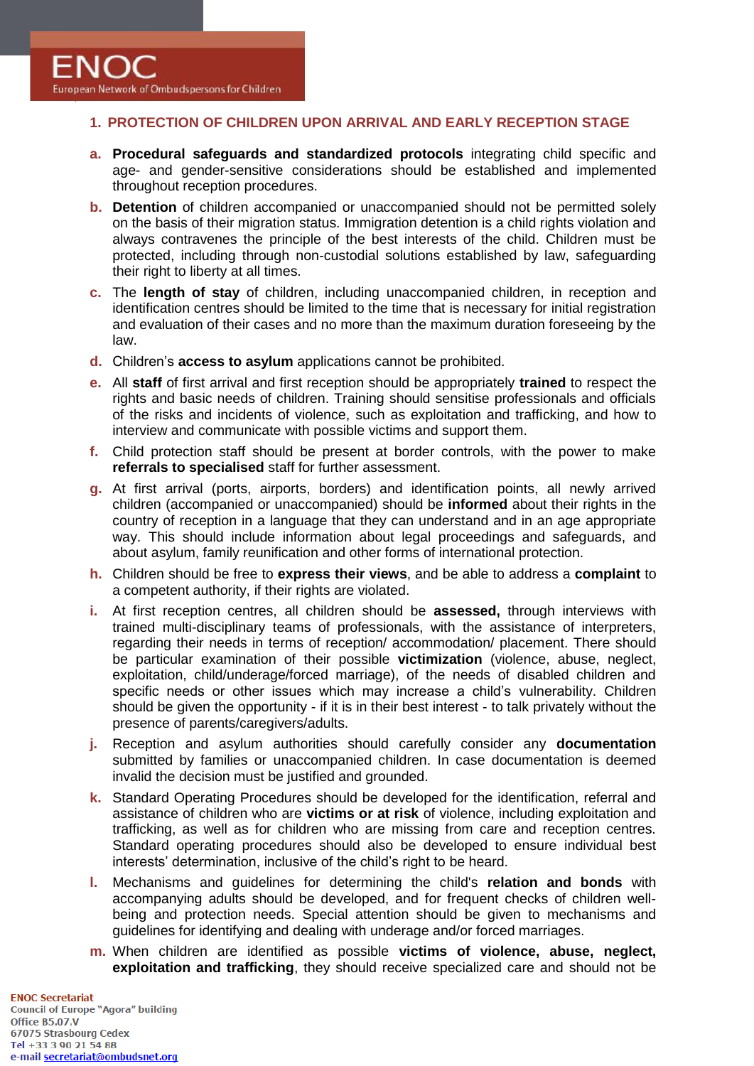## 1. PROTECTION OF CHILDREN UPON ARRIVAL AND EARLY RECEPTION STAGE

a. **Procedural safeguards and standardized protocols** integrating child specific and age- and gender-sensitive considerations should be established and implemented throughout reception procedures.

b. **Detention** of children accompanied or unaccompanied should not be permitted solely on the basis of their migration status. Immigration detention is a child rights violation and always contravenes the principle of the best interests of the child. Children must be protected, including through non-custodial solutions established by law, safeguarding their right to liberty at all times.

c. The **length of stay** of children, including unaccompanied children, in reception and identification centres should be limited to the time that is necessary for initial registration and evaluation of their cases and no more than the maximum duration foreseeing by the law.

d. Children's **access to asylum** applications cannot be prohibited.

e. All **staff** of first arrival and first reception should be appropriately **trained** to respect the rights and basic needs of children. Training should sensitise professionals and officials of the risks and incidents of violence, such as exploitation and trafficking, and how to interview and communicate with possible victims and support them.

f. Child protection staff should be present at border controls, with the power to make **referrals to specialised** staff for further assessment.

g. At first arrival (ports, airports, borders) and identification points, all newly arrived children (accompanied or unaccompanied) should be **informed** about their rights in the country of reception in a language that they can understand and in an age appropriate way. This should include information about legal proceedings and safeguards, and about asylum, family reunification and other forms of international protection.

h. Children should be free to **express their views**, and be able to address a **complaint** to a competent authority, if their rights are violated.

i. At first reception centres, all children should be **assessed,** through interviews with trained multi-disciplinary teams of professionals, with the assistance of interpreters, regarding their needs in terms of reception/ accommodation/ placement. There should be particular examination of their possible **victimization** (violence, abuse, neglect, exploitation, child/underage/forced marriage), of the needs of disabled children and specific needs or other issues which may increase a child's vulnerability. Children should be given the opportunity - if it is in their best interest - to talk privately without the presence of parents/caregivers/adults.

j. Reception and asylum authorities should carefully consider any **documentation** submitted by families or unaccompanied children. In case documentation is deemed invalid the decision must be justified and grounded.

k. Standard Operating Procedures should be developed for the identification, referral and assistance of children who are **victims or at risk** of violence, including exploitation and trafficking, as well as for children who are missing from care and reception centres. Standard operating procedures should also be developed to ensure individual best interests' determination, inclusive of the child's right to be heard.

l. Mechanisms and guidelines for determining the child's **relation and bonds** with accompanying adults should be developed, and for frequent checks of children well-being and protection needs. Special attention should be given to mechanisms and guidelines for identifying and dealing with underage and/or forced marriages.

m. When children are identified as possible **victims of violence, abuse, neglect, exploitation and trafficking**, they should receive specialized care and should not be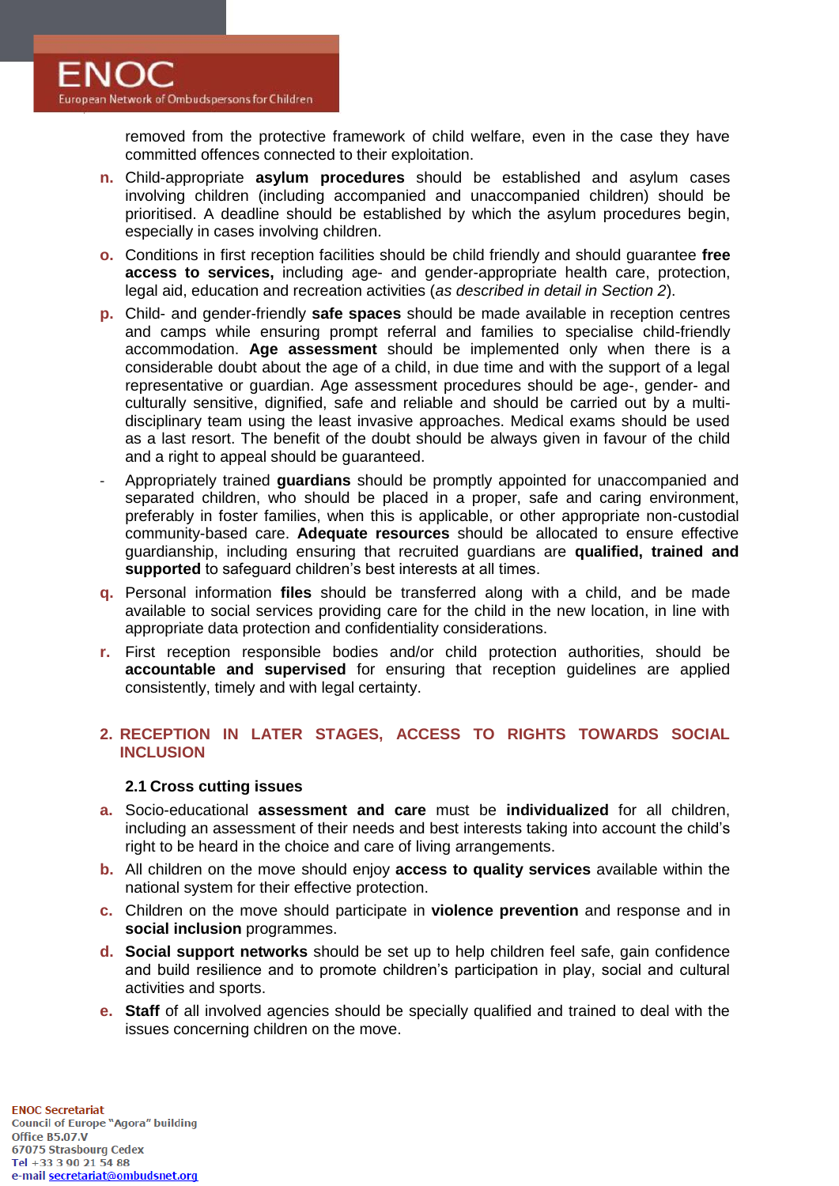removed from the protective framework of child welfare, even in the case they have committed offences connected to their exploitation.

n. Child-appropriate **asylum procedures** should be established and asylum cases involving children (including accompanied and unaccompanied children) should be prioritised. A deadline should be established by which the asylum procedures begin, especially in cases involving children.

o. Conditions in first reception facilities should be child friendly and should guarantee **free access to services,** including age- and gender-appropriate health care, protection, legal aid, education and recreation activities (*as described in detail in Section 2*).

p. Child- and gender-friendly **safe spaces** should be made available in reception centres and camps while ensuring prompt referral and families to specialise child-friendly accommodation. **Age assessment** should be implemented only when there is a considerable doubt about the age of a child, in due time and with the support of a legal representative or guardian. Age assessment procedures should be age-, gender- and culturally sensitive, dignified, safe and reliable and should be carried out by a multi-disciplinary team using the least invasive approaches. Medical exams should be used as a last resort. The benefit of the doubt should be always given in favour of the child and a right to appeal should be guaranteed.

- Appropriately trained **guardians** should be promptly appointed for unaccompanied and separated children, who should be placed in a proper, safe and caring environment, preferably in foster families, when this is applicable, or other appropriate non-custodial community-based care. **Adequate resources** should be allocated to ensure effective guardianship, including ensuring that recruited guardians are **qualified, trained and supported** to safeguard children's best interests at all times.

q. Personal information **files** should be transferred along with a child, and be made available to social services providing care for the child in the new location, in line with appropriate data protection and confidentiality considerations.

r. First reception responsible bodies and/or child protection authorities, should be **accountable and supervised** for ensuring that reception guidelines are applied consistently, timely and with legal certainty.

## 2. RECEPTION IN LATER STAGES, ACCESS TO RIGHTS TOWARDS SOCIAL INCLUSION

### 2.1 Cross cutting issues

a. Socio-educational **assessment and care** must be **individualized** for all children, including an assessment of their needs and best interests taking into account the child's right to be heard in the choice and care of living arrangements.

b. All children on the move should enjoy **access to quality services** available within the national system for their effective protection.

c. Children on the move should participate in **violence prevention** and response and in **social inclusion** programmes.

d. **Social support networks** should be set up to help children feel safe, gain confidence and build resilience and to promote children's participation in play, social and cultural activities and sports.

e. **Staff** of all involved agencies should be specially qualified and trained to deal with the issues concerning children on the move.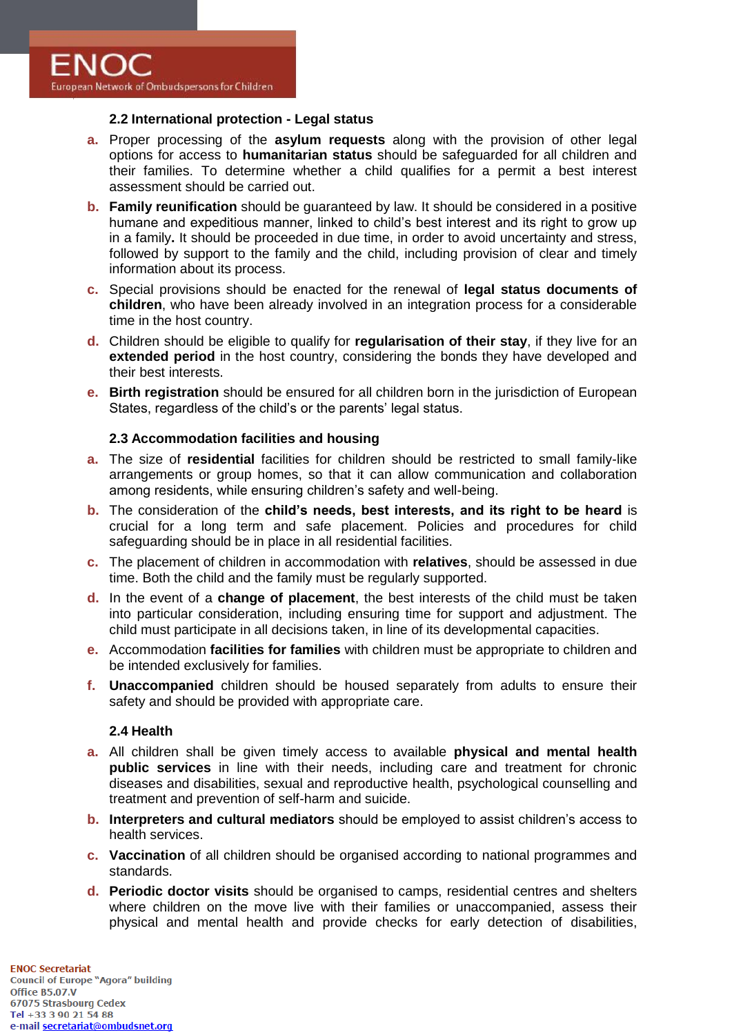### 2.2 International protection - Legal status

a. Proper processing of the **asylum requests** along with the provision of other legal options for access to **humanitarian status** should be safeguarded for all children and their families. To determine whether a child qualifies for a permit a best interest assessment should be carried out.

b. **Family reunification** should be guaranteed by law. It should be considered in a positive humane and expeditious manner, linked to child's best interest and its right to grow up in a family**.** It should be proceeded in due time, in order to avoid uncertainty and stress, followed by support to the family and the child, including provision of clear and timely information about its process.

c. Special provisions should be enacted for the renewal of **legal status documents of children**, who have been already involved in an integration process for a considerable time in the host country.

d. Children should be eligible to qualify for **regularisation of their stay**, if they live for an **extended period** in the host country, considering the bonds they have developed and their best interests.

e. **Birth registration** should be ensured for all children born in the jurisdiction of European States, regardless of the child's or the parents' legal status.

### 2.3 Accommodation facilities and housing

a. The size of **residential** facilities for children should be restricted to small family-like arrangements or group homes, so that it can allow communication and collaboration among residents, while ensuring children's safety and well-being.

b. The consideration of the **child's needs, best interests, and its right to be heard** is crucial for a long term and safe placement. Policies and procedures for child safeguarding should be in place in all residential facilities.

c. The placement of children in accommodation with **relatives**, should be assessed in due time. Both the child and the family must be regularly supported.

d. In the event of a **change of placement**, the best interests of the child must be taken into particular consideration, including ensuring time for support and adjustment. The child must participate in all decisions taken, in line of its developmental capacities.

e. Accommodation **facilities for families** with children must be appropriate to children and be intended exclusively for families.

f. **Unaccompanied** children should be housed separately from adults to ensure their safety and should be provided with appropriate care.

### 2.4 Health

a. All children shall be given timely access to available **physical and mental health public services** in line with their needs, including care and treatment for chronic diseases and disabilities, sexual and reproductive health, psychological counselling and treatment and prevention of self-harm and suicide.

b. **Interpreters and cultural mediators** should be employed to assist children's access to health services.

c. **Vaccination** of all children should be organised according to national programmes and standards.

d. **Periodic doctor visits** should be organised to camps, residential centres and shelters where children on the move live with their families or unaccompanied, assess their physical and mental health and provide checks for early detection of disabilities,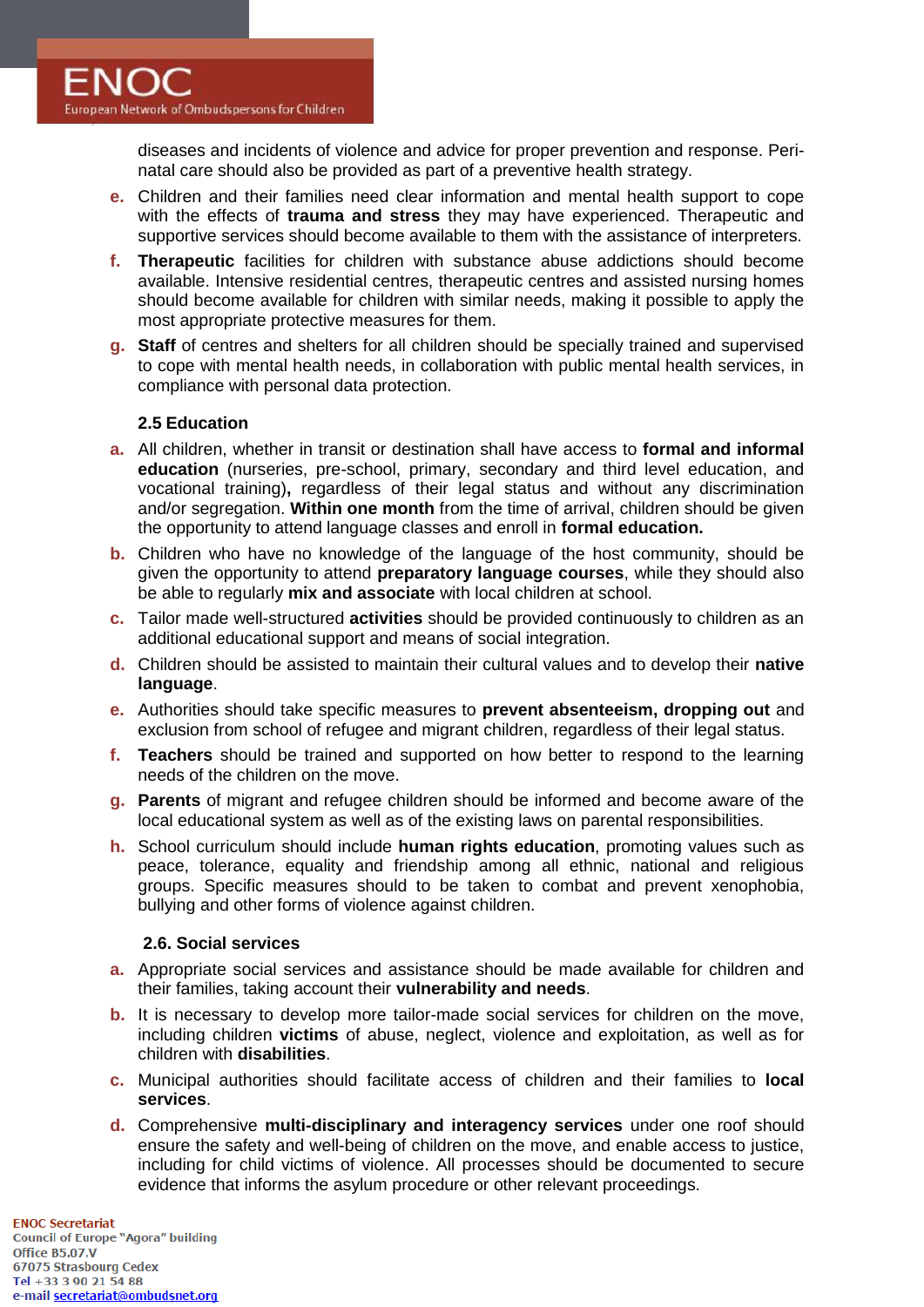diseases and incidents of violence and advice for proper prevention and response. Peri-natal care should also be provided as part of a preventive health strategy.

e. Children and their families need clear information and mental health support to cope with the effects of **trauma and stress** they may have experienced. Therapeutic and supportive services should become available to them with the assistance of interpreters.

f. **Therapeutic** facilities for children with substance abuse addictions should become available. Intensive residential centres, therapeutic centres and assisted nursing homes should become available for children with similar needs, making it possible to apply the most appropriate protective measures for them.

g. **Staff** of centres and shelters for all children should be specially trained and supervised to cope with mental health needs, in collaboration with public mental health services, in compliance with personal data protection.

### 2.5 Education

a. All children, whether in transit or destination shall have access to **formal and informal education** (nurseries, pre-school, primary, secondary and third level education, and vocational training)**,** regardless of their legal status and without any discrimination and/or segregation. **Within one month** from the time of arrival, children should be given the opportunity to attend language classes and enroll in **formal education.**

b. Children who have no knowledge of the language of the host community, should be given the opportunity to attend **preparatory language courses**, while they should also be able to regularly **mix and associate** with local children at school.

c. Tailor made well-structured **activities** should be provided continuously to children as an additional educational support and means of social integration.

d. Children should be assisted to maintain their cultural values and to develop their **native language**.

e. Authorities should take specific measures to **prevent absenteeism, dropping out** and exclusion from school of refugee and migrant children, regardless of their legal status.

f. **Teachers** should be trained and supported on how better to respond to the learning needs of the children on the move.

g. **Parents** of migrant and refugee children should be informed and become aware of the local educational system as well as of the existing laws on parental responsibilities.

h. School curriculum should include **human rights education**, promoting values such as peace, tolerance, equality and friendship among all ethnic, national and religious groups. Specific measures should to be taken to combat and prevent xenophobia, bullying and other forms of violence against children.

### 2.6. Social services

a. Appropriate social services and assistance should be made available for children and their families, taking account their **vulnerability and needs**.

b. It is necessary to develop more tailor-made social services for children on the move, including children **victims** of abuse, neglect, violence and exploitation, as well as for children with **disabilities**.

c. Municipal authorities should facilitate access of children and their families to **local services**.

d. Comprehensive **multi-disciplinary and interagency services** under one roof should ensure the safety and well-being of children on the move, and enable access to justice, including for child victims of violence. All processes should be documented to secure evidence that informs the asylum procedure or other relevant proceedings.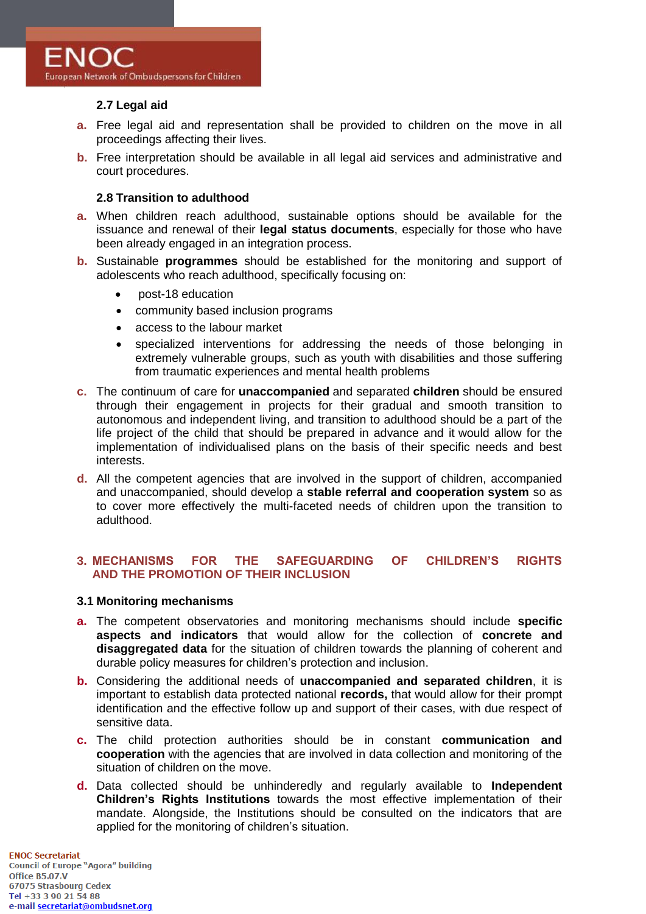### 2.7 Legal aid

a. Free legal aid and representation shall be provided to children on the move in all proceedings affecting their lives.

b. Free interpretation should be available in all legal aid services and administrative and court procedures.

### 2.8 Transition to adulthood

a. When children reach adulthood, sustainable options should be available for the issuance and renewal of their **legal status documents**, especially for those who have been already engaged in an integration process.

b. Sustainable **programmes** should be established for the monitoring and support of adolescents who reach adulthood, specifically focusing on:

- post-18 education
- community based inclusion programs
- access to the labour market
- specialized interventions for addressing the needs of those belonging in extremely vulnerable groups, such as youth with disabilities and those suffering from traumatic experiences and mental health problems

c. The continuum of care for **unaccompanied** and separated **children** should be ensured through their engagement in projects for their gradual and smooth transition to autonomous and independent living, and transition to adulthood should be a part of the life project of the child that should be prepared in advance and it would allow for the implementation of individualised plans on the basis of their specific needs and best interests.

d. All the competent agencies that are involved in the support of children, accompanied and unaccompanied, should develop a **stable referral and cooperation system** so as to cover more effectively the multi-faceted needs of children upon the transition to adulthood.

## 3. MECHANISMS FOR THE SAFEGUARDING OF CHILDREN'S RIGHTS AND THE PROMOTION OF THEIR INCLUSION

### 3.1 Monitoring mechanisms

a. The competent observatories and monitoring mechanisms should include **specific aspects and indicators** that would allow for the collection of **concrete and disaggregated data** for the situation of children towards the planning of coherent and durable policy measures for children's protection and inclusion.

b. Considering the additional needs of **unaccompanied and separated children**, it is important to establish data protected national **records,** that would allow for their prompt identification and the effective follow up and support of their cases, with due respect of sensitive data.

c. The child protection authorities should be in constant **communication and cooperation** with the agencies that are involved in data collection and monitoring of the situation of children on the move.

d. Data collected should be unhinderedly and regularly available to **Independent Children's Rights Institutions** towards the most effective implementation of their mandate. Alongside, the Institutions should be consulted on the indicators that are applied for the monitoring of children's situation.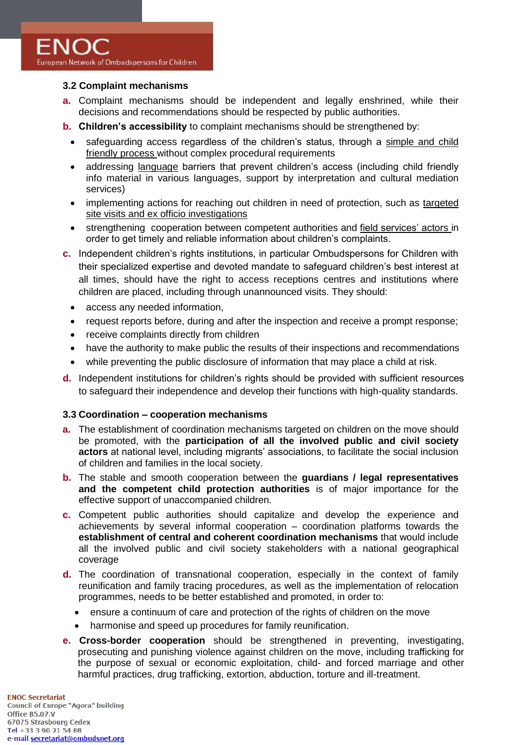### 3.2 Complaint mechanisms

**a.** Complaint mechanisms should be independent and legally enshrined, while their decisions and recommendations should be respected by public authorities.

**b.** **Children's accessibility** to complaint mechanisms should be strengthened by:

- safeguarding access regardless of the children's status, through a simple and child friendly process without complex procedural requirements
- addressing language barriers that prevent children's access (including child friendly info material in various languages, support by interpretation and cultural mediation services)
- implementing actions for reaching out children in need of protection, such as targeted site visits and ex officio investigations
- strengthening cooperation between competent authorities and field services' actors in order to get timely and reliable information about children's complaints.

**c.** Independent children's rights institutions, in particular Ombudspersons for Children with their specialized expertise and devoted mandate to safeguard children's best interest at all times, should have the right to access receptions centres and institutions where children are placed, including through unannounced visits. They should:

- access any needed information,
- request reports before, during and after the inspection and receive a prompt response;
- receive complaints directly from children
- have the authority to make public the results of their inspections and recommendations
- while preventing the public disclosure of information that may place a child at risk.

**d.** Independent institutions for children's rights should be provided with sufficient resources to safeguard their independence and develop their functions with high-quality standards.

### 3.3 Coordination – cooperation mechanisms

**a.** The establishment of coordination mechanisms targeted on children on the move should be promoted, with the **participation of all the involved public and civil society actors** at national level, including migrants' associations, to facilitate the social inclusion of children and families in the local society.

**b.** The stable and smooth cooperation between the **guardians / legal representatives and the competent child protection authorities** is of major importance for the effective support of unaccompanied children.

**c.** Competent public authorities should capitalize and develop the experience and achievements by several informal cooperation – coordination platforms towards the **establishment of central and coherent coordination mechanisms** that would include all the involved public and civil society stakeholders with a national geographical coverage

**d.** The coordination of transnational cooperation, especially in the context of family reunification and family tracing procedures, as well as the implementation of relocation programmes, needs to be better established and promoted, in order to:

- ensure a continuum of care and protection of the rights of children on the move
- harmonise and speed up procedures for family reunification.

**e.** **Cross-border cooperation** should be strengthened in preventing, investigating, prosecuting and punishing violence against children on the move, including trafficking for the purpose of sexual or economic exploitation, child- and forced marriage and other harmful practices, drug trafficking, extortion, abduction, torture and ill-treatment.